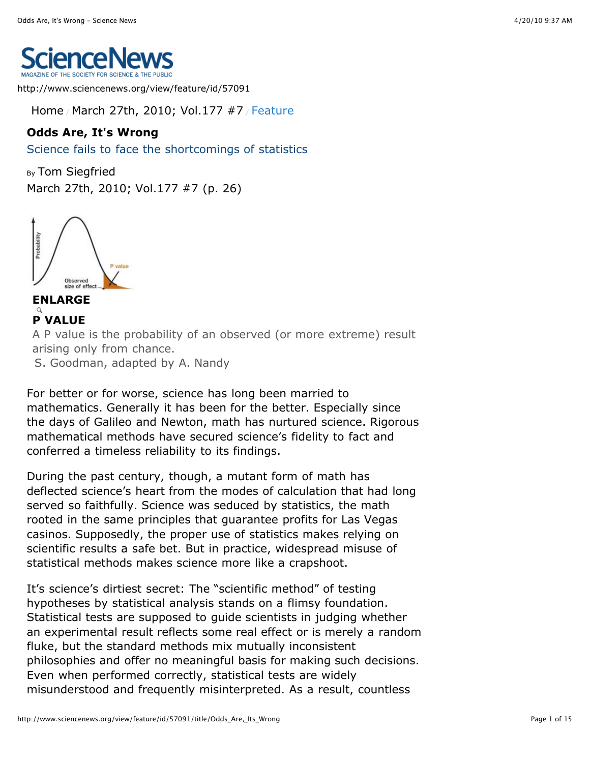http://www.sciencenews.org/view/feature/id/57091

Home / March 27th, 2010; Vol.177 #7 / Feature

# Odds Are, It's Wrong

## Science fails to face the shortcomings of statistics

By Tom Siegfried

March 27th, 2010; Vol.177 #7 (p. 26)

ENLARGE

**P VALUE**

A P value is the probability of an observed (or more extreme) result arising only from chance.

S. Goodman, adapted by A. Nandy

For better or for worse, science has long been married to mathematics. Generally it has been for the better. Especially since the days of Galileo and Newton, math has nurtured science. Rigorous mathematical methods have secured science's fidelity to fact and conferred a timeless reliability to its findings.

During the past century, though, a mutant form of math has deflected science's heart from the modes of calculation that had long served so faithfully. Science was seduced by statistics, the math rooted in the same principles that guarantee profits for Las Vegas casinos. Supposedly, the proper use of statistics makes relying on scientific results a safe bet. But in practice, widespread misuse of statistical methods makes science more like a crapshoot.

It's science's dirtiest secret: The "scientific method" of testing hypotheses by statistical analysis stands on a flimsy foundation. Statistical tests are supposed to guide scientists in judging whether an experimental result reflects some real effect or is merely a random fluke, but the standard methods mix mutually inconsistent philosophies and offer no meaningful basis for making such decisions. Even when performed correctly, statistical tests are widely misunderstood and frequently misinterpreted. As a result, countless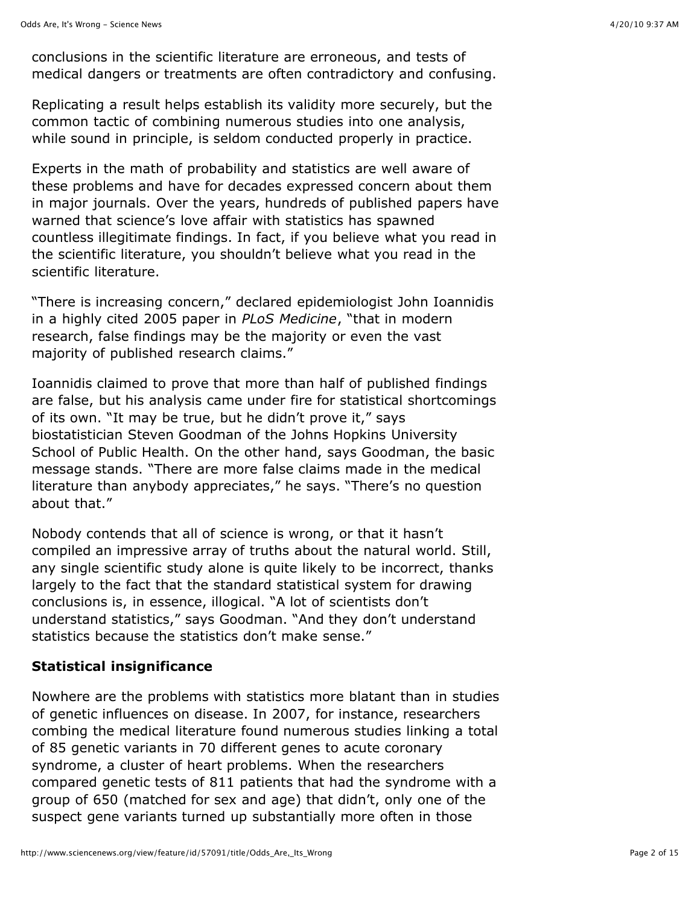conclusions in the scientific literature are erroneous, and tests of medical dangers or treatments are often contradictory and confusing.

Replicating a result helps establish its validity more securely, but the common tactic of combining numerous studies into one analysis, while sound in principle, is seldom conducted properly in practice.

Experts in the math of probability and statistics are well aware of these problems and have for decades expressed concern about them in major journals. Over the years, hundreds of published papers have warned that science's love affair with statistics has spawned countless illegitimate findings. In fact, if you believe what you read in the scientific literature, you shouldn't believe what you read in the scientific literature.

"There is increasing concern," declared epidemiologist John Ioannidis in a highly cited 2005 paper in *PLoS Medicine*, "that in modern research, false findings may be the majority or even the vast majority of published research claims."

Ioannidis claimed to prove that more than half of published findings are false, but his analysis came under fire for statistical shortcomings of its own. "It may be true, but he didn't prove it," says biostatistician Steven Goodman of the Johns Hopkins University School of Public Health. On the other hand, says Goodman, the basic message stands. "There are more false claims made in the medical literature than anybody appreciates," he says. "There's no question about that."

Nobody contends that all of science is wrong, or that it hasn't compiled an impressive array of truths about the natural world. Still, any single scientific study alone is quite likely to be incorrect, thanks largely to the fact that the standard statistical system for drawing conclusions is, in essence, illogical. "A lot of scientists don't understand statistics," says Goodman. "And they don't understand statistics because the statistics don't make sense."

**Statistical insignificance**

Nowhere are the problems with statistics more blatant than in studies of genetic influences on disease. In 2007, for instance, researchers combing the medical literature found numerous studies linking a total of 85 genetic variants in 70 different genes to acute coronary syndrome, a cluster of heart problems. When the researchers compared genetic tests of 811 patients that had the syndrome with a group of 650 (matched for sex and age) that didn't, only one of the suspect gene variants turned up substantially more often in those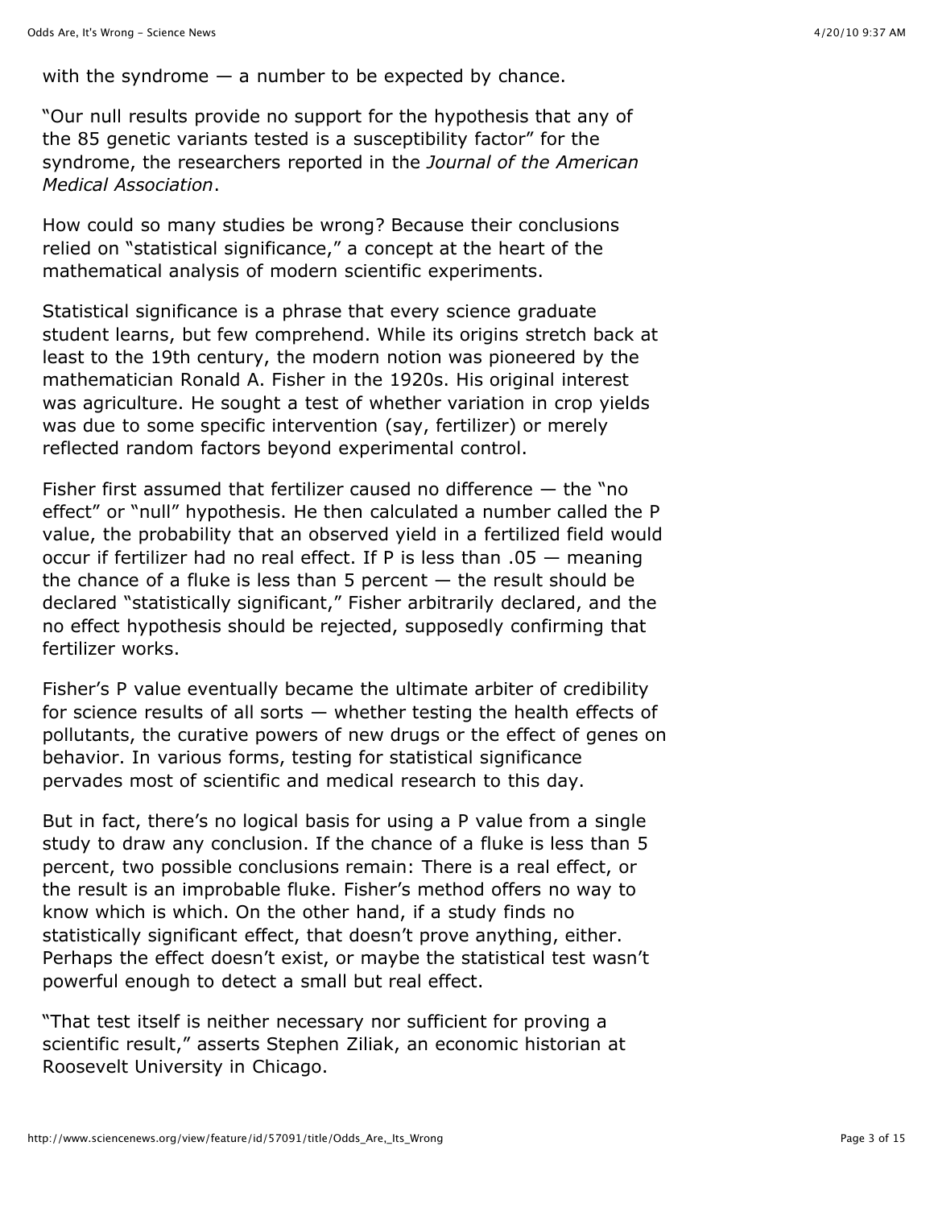with the syndrome — a number to be expected by chance.

"Our null results provide no support for the hypothesis that any of the 85 genetic variants tested is a susceptibility factor" for the syndrome, the researchers reported in the *Journal of the American Medical Association*.

How could so many studies be wrong? Because their conclusions relied on "statistical significance," a concept at the heart of the mathematical analysis of modern scientific experiments.

Statistical significance is a phrase that every science graduate student learns, but few comprehend. While its origins stretch back at least to the 19th century, the modern notion was pioneered by the mathematician Ronald A. Fisher in the 1920s. His original interest was agriculture. He sought a test of whether variation in crop yields was due to some specific intervention (say, fertilizer) or merely reflected random factors beyond experimental control.

Fisher first assumed that fertilizer caused no difference — the "no effect" or "null" hypothesis. He then calculated a number called the P value, the probability that an observed yield in a fertilized field would occur if fertilizer had no real effect. If P is less than .05 — meaning the chance of a fluke is less than 5 percent — the result should be declared "statistically significant," Fisher arbitrarily declared, and the no effect hypothesis should be rejected, supposedly confirming that fertilizer works.

Fisher's P value eventually became the ultimate arbiter of credibility for science results of all sorts — whether testing the health effects of pollutants, the curative powers of new drugs or the effect of genes on behavior. In various forms, testing for statistical significance pervades most of scientific and medical research to this day.

But in fact, there's no logical basis for using a P value from a single study to draw any conclusion. If the chance of a fluke is less than 5 percent, two possible conclusions remain: There is a real effect, or the result is an improbable fluke. Fisher's method offers no way to know which is which. On the other hand, if a study finds no statistically significant effect, that doesn't prove anything, either. Perhaps the effect doesn't exist, or maybe the statistical test wasn't powerful enough to detect a small but real effect.

"That test itself is neither necessary nor sufficient for proving a scientific result," asserts Stephen Ziliak, an economic historian at Roosevelt University in Chicago.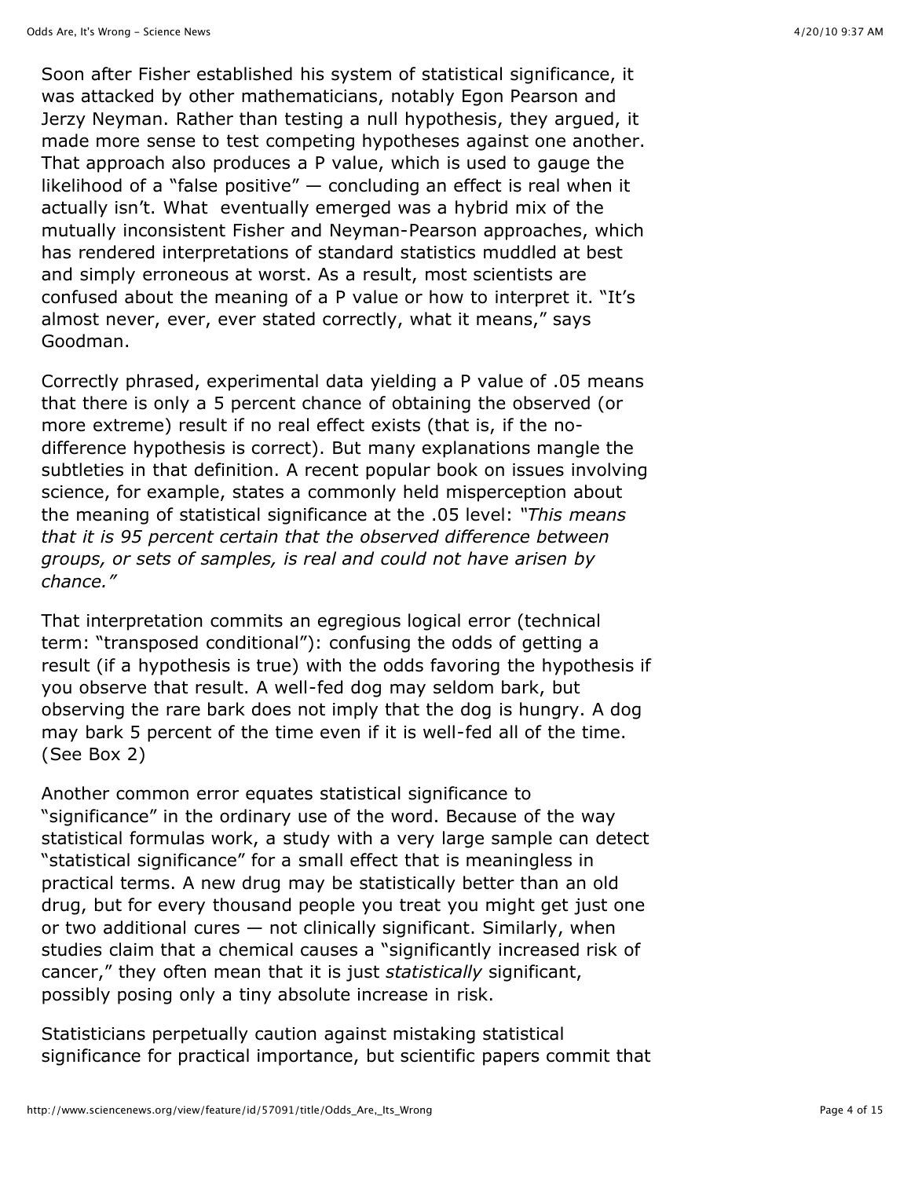Soon after Fisher established his system of statistical significance, it was attacked by other mathematicians, notably Egon Pearson and Jerzy Neyman. Rather than testing a null hypothesis, they argued, it made more sense to test competing hypotheses against one another. That approach also produces a P value, which is used to gauge the likelihood of a "false positive" — concluding an effect is real when it actually isn't. What eventually emerged was a hybrid mix of the mutually inconsistent Fisher and Neyman-Pearson approaches, which has rendered interpretations of standard statistics muddled at best and simply erroneous at worst. As a result, most scientists are confused about the meaning of a P value or how to interpret it. "It's almost never, ever, ever stated correctly, what it means," says Goodman.

Correctly phrased, experimental data yielding a P value of .05 means that there is only a 5 percent chance of obtaining the observed (or more extreme) result if no real effect exists (that is, if the no-difference hypothesis is correct). But many explanations mangle the subtleties in that definition. A recent popular book on issues involving science, for example, states a commonly held misperception about the meaning of statistical significance at the .05 level: *"This means that it is 95 percent certain that the observed difference between groups, or sets of samples, is real and could not have arisen by chance."*

That interpretation commits an egregious logical error (technical term: "transposed conditional"): confusing the odds of getting a result (if a hypothesis is true) with the odds favoring the hypothesis if you observe that result. A well-fed dog may seldom bark, but observing the rare bark does not imply that the dog is hungry. A dog may bark 5 percent of the time even if it is well-fed all of the time. (See Box 2)

Another common error equates statistical significance to "significance" in the ordinary use of the word. Because of the way statistical formulas work, a study with a very large sample can detect "statistical significance" for a small effect that is meaningless in practical terms. A new drug may be statistically better than an old drug, but for every thousand people you treat you might get just one or two additional cures — not clinically significant. Similarly, when studies claim that a chemical causes a "significantly increased risk of cancer," they often mean that it is just *statistically* significant, possibly posing only a tiny absolute increase in risk.

Statisticians perpetually caution against mistaking statistical significance for practical importance, but scientific papers commit that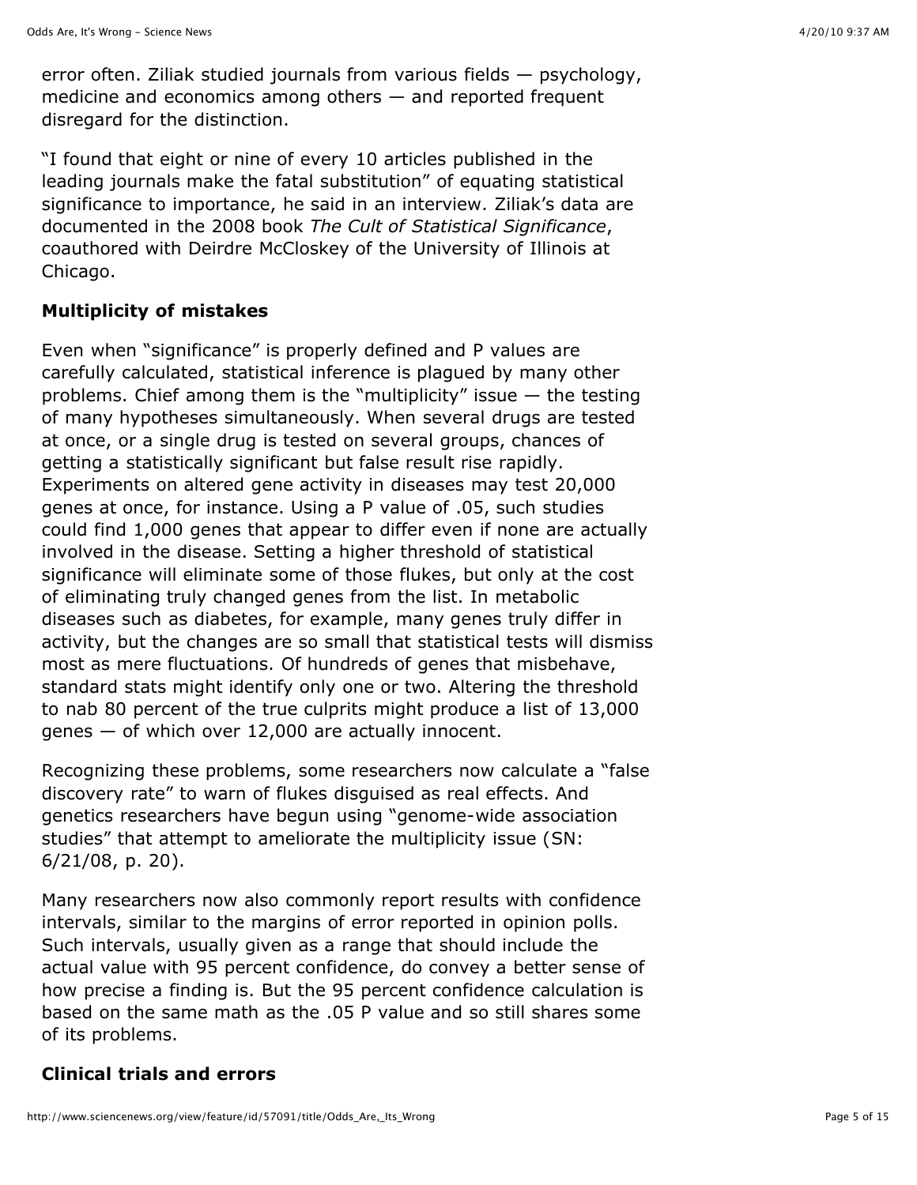error often. Ziliak studied journals from various fields — psychology, medicine and economics among others — and reported frequent disregard for the distinction.

"I found that eight or nine of every 10 articles published in the leading journals make the fatal substitution" of equating statistical significance to importance, he said in an interview. Ziliak's data are documented in the 2008 book *The Cult of Statistical Significance*, coauthored with Deirdre McCloskey of the University of Illinois at Chicago.

### Multiplicity of mistakes

Even when "significance" is properly defined and P values are carefully calculated, statistical inference is plagued by many other problems. Chief among them is the "multiplicity" issue — the testing of many hypotheses simultaneously. When several drugs are tested at once, or a single drug is tested on several groups, chances of getting a statistically significant but false result rise rapidly. Experiments on altered gene activity in diseases may test 20,000 genes at once, for instance. Using a P value of .05, such studies could find 1,000 genes that appear to differ even if none are actually involved in the disease. Setting a higher threshold of statistical significance will eliminate some of those flukes, but only at the cost of eliminating truly changed genes from the list. In metabolic diseases such as diabetes, for example, many genes truly differ in activity, but the changes are so small that statistical tests will dismiss most as mere fluctuations. Of hundreds of genes that misbehave, standard stats might identify only one or two. Altering the threshold to nab 80 percent of the true culprits might produce a list of 13,000 genes — of which over 12,000 are actually innocent.

Recognizing these problems, some researchers now calculate a "false discovery rate" to warn of flukes disguised as real effects. And genetics researchers have begun using "genome-wide association studies" that attempt to ameliorate the multiplicity issue (SN: 6/21/08, p. 20).

Many researchers now also commonly report results with confidence intervals, similar to the margins of error reported in opinion polls. Such intervals, usually given as a range that should include the actual value with 95 percent confidence, do convey a better sense of how precise a finding is. But the 95 percent confidence calculation is based on the same math as the .05 P value and so still shares some of its problems.

### Clinical trials and errors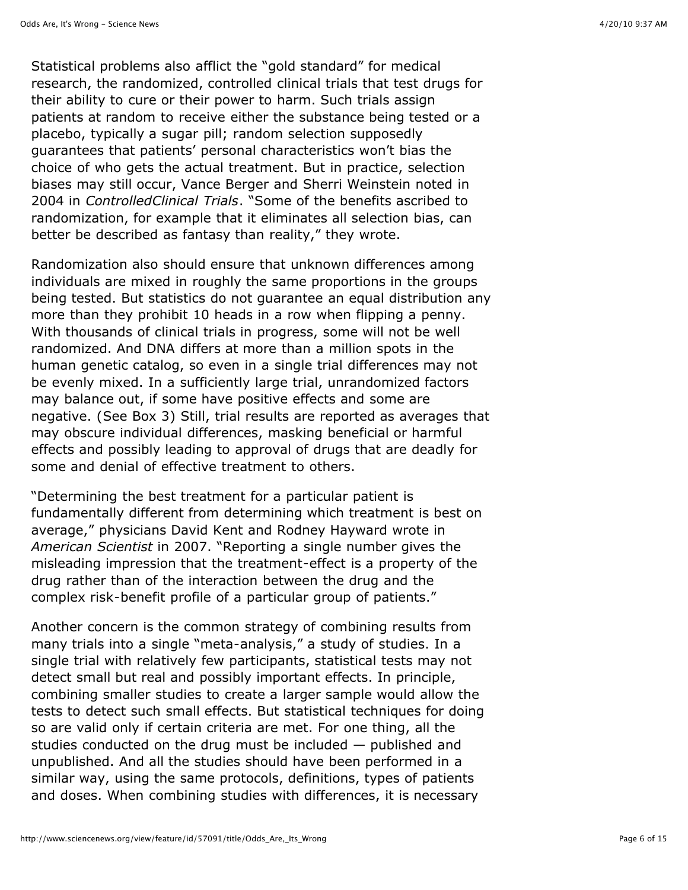Statistical problems also afflict the "gold standard" for medical research, the randomized, controlled clinical trials that test drugs for their ability to cure or their power to harm. Such trials assign patients at random to receive either the substance being tested or a placebo, typically a sugar pill; random selection supposedly guarantees that patients' personal characteristics won't bias the choice of who gets the actual treatment. But in practice, selection biases may still occur, Vance Berger and Sherri Weinstein noted in 2004 in *ControlledClinical Trials*. "Some of the benefits ascribed to randomization, for example that it eliminates all selection bias, can better be described as fantasy than reality," they wrote.

Randomization also should ensure that unknown differences among individuals are mixed in roughly the same proportions in the groups being tested. But statistics do not guarantee an equal distribution any more than they prohibit 10 heads in a row when flipping a penny. With thousands of clinical trials in progress, some will not be well randomized. And DNA differs at more than a million spots in the human genetic catalog, so even in a single trial differences may not be evenly mixed. In a sufficiently large trial, unrandomized factors may balance out, if some have positive effects and some are negative. (See Box 3) Still, trial results are reported as averages that may obscure individual differences, masking beneficial or harmful effects and possibly leading to approval of drugs that are deadly for some and denial of effective treatment to others.

"Determining the best treatment for a particular patient is fundamentally different from determining which treatment is best on average," physicians David Kent and Rodney Hayward wrote in *American Scientist* in 2007. "Reporting a single number gives the misleading impression that the treatment-effect is a property of the drug rather than of the interaction between the drug and the complex risk-benefit profile of a particular group of patients."

Another concern is the common strategy of combining results from many trials into a single "meta-analysis," a study of studies. In a single trial with relatively few participants, statistical tests may not detect small but real and possibly important effects. In principle, combining smaller studies to create a larger sample would allow the tests to detect such small effects. But statistical techniques for doing so are valid only if certain criteria are met. For one thing, all the studies conducted on the drug must be included — published and unpublished. And all the studies should have been performed in a similar way, using the same protocols, definitions, types of patients and doses. When combining studies with differences, it is necessary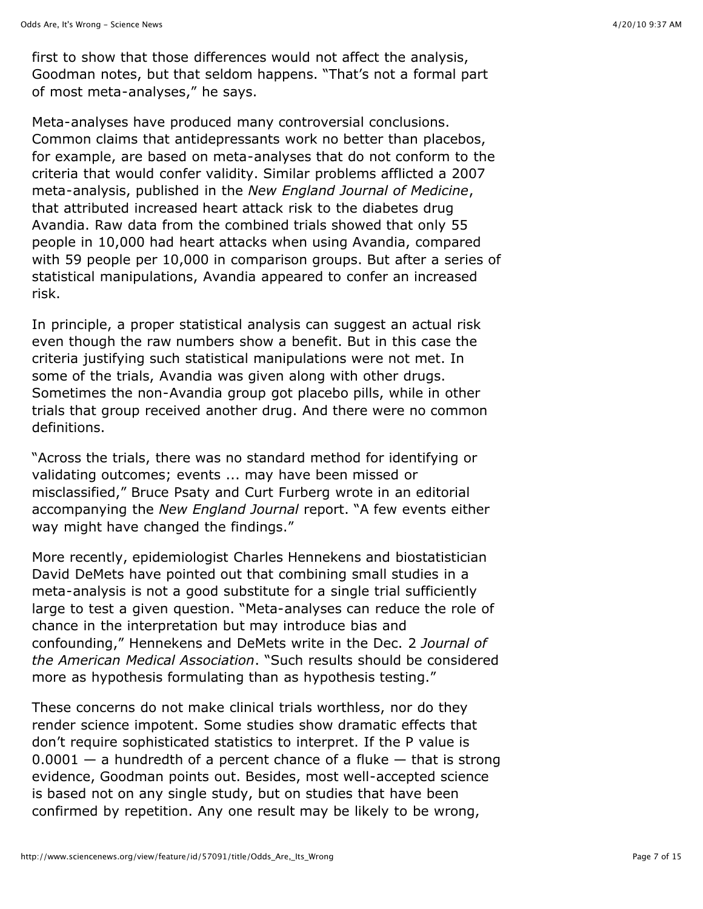first to show that those differences would not affect the analysis, Goodman notes, but that seldom happens. "That's not a formal part of most meta-analyses," he says.

Meta-analyses have produced many controversial conclusions. Common claims that antidepressants work no better than placebos, for example, are based on meta-analyses that do not conform to the criteria that would confer validity. Similar problems afflicted a 2007 meta-analysis, published in the *New England Journal of Medicine*, that attributed increased heart attack risk to the diabetes drug Avandia. Raw data from the combined trials showed that only 55 people in 10,000 had heart attacks when using Avandia, compared with 59 people per 10,000 in comparison groups. But after a series of statistical manipulations, Avandia appeared to confer an increased risk.

In principle, a proper statistical analysis can suggest an actual risk even though the raw numbers show a benefit. But in this case the criteria justifying such statistical manipulations were not met. In some of the trials, Avandia was given along with other drugs. Sometimes the non-Avandia group got placebo pills, while in other trials that group received another drug. And there were no common definitions.

"Across the trials, there was no standard method for identifying or validating outcomes; events ... may have been missed or misclassified," Bruce Psaty and Curt Furberg wrote in an editorial accompanying the *New England Journal* report. "A few events either way might have changed the findings."

More recently, epidemiologist Charles Hennekens and biostatistician David DeMets have pointed out that combining small studies in a meta-analysis is not a good substitute for a single trial sufficiently large to test a given question. "Meta-analyses can reduce the role of chance in the interpretation but may introduce bias and confounding," Hennekens and DeMets write in the Dec. 2 *Journal of the American Medical Association*. "Such results should be considered more as hypothesis formulating than as hypothesis testing."

These concerns do not make clinical trials worthless, nor do they render science impotent. Some studies show dramatic effects that don't require sophisticated statistics to interpret. If the P value is 0.0001 — a hundredth of a percent chance of a fluke — that is strong evidence, Goodman points out. Besides, most well-accepted science is based not on any single study, but on studies that have been confirmed by repetition. Any one result may be likely to be wrong,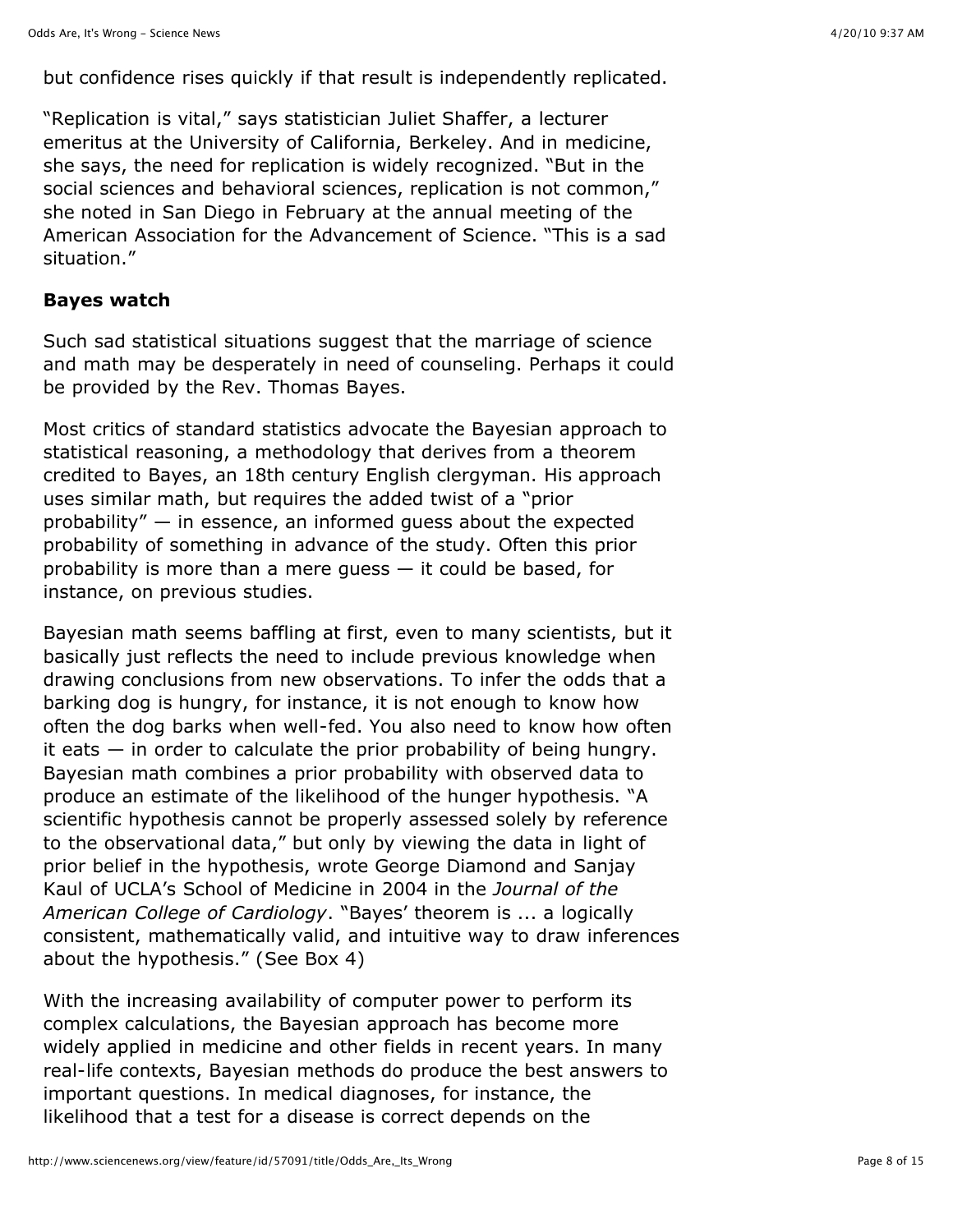but confidence rises quickly if that result is independently replicated.

"Replication is vital," says statistician Juliet Shaffer, a lecturer emeritus at the University of California, Berkeley. And in medicine, she says, the need for replication is widely recognized. "But in the social sciences and behavioral sciences, replication is not common," she noted in San Diego in February at the annual meeting of the American Association for the Advancement of Science. "This is a sad situation."

### Bayes watch

Such sad statistical situations suggest that the marriage of science and math may be desperately in need of counseling. Perhaps it could be provided by the Rev. Thomas Bayes.

Most critics of standard statistics advocate the Bayesian approach to statistical reasoning, a methodology that derives from a theorem credited to Bayes, an 18th century English clergyman. His approach uses similar math, but requires the added twist of a "prior probability" — in essence, an informed guess about the expected probability of something in advance of the study. Often this prior probability is more than a mere guess — it could be based, for instance, on previous studies.

Bayesian math seems baffling at first, even to many scientists, but it basically just reflects the need to include previous knowledge when drawing conclusions from new observations. To infer the odds that a barking dog is hungry, for instance, it is not enough to know how often the dog barks when well-fed. You also need to know how often it eats — in order to calculate the prior probability of being hungry. Bayesian math combines a prior probability with observed data to produce an estimate of the likelihood of the hunger hypothesis. "A scientific hypothesis cannot be properly assessed solely by reference to the observational data," but only by viewing the data in light of prior belief in the hypothesis, wrote George Diamond and Sanjay Kaul of UCLA's School of Medicine in 2004 in the *Journal of the American College of Cardiology*. "Bayes' theorem is ... a logically consistent, mathematically valid, and intuitive way to draw inferences about the hypothesis." (See Box 4)

With the increasing availability of computer power to perform its complex calculations, the Bayesian approach has become more widely applied in medicine and other fields in recent years. In many real-life contexts, Bayesian methods do produce the best answers to important questions. In medical diagnoses, for instance, the likelihood that a test for a disease is correct depends on the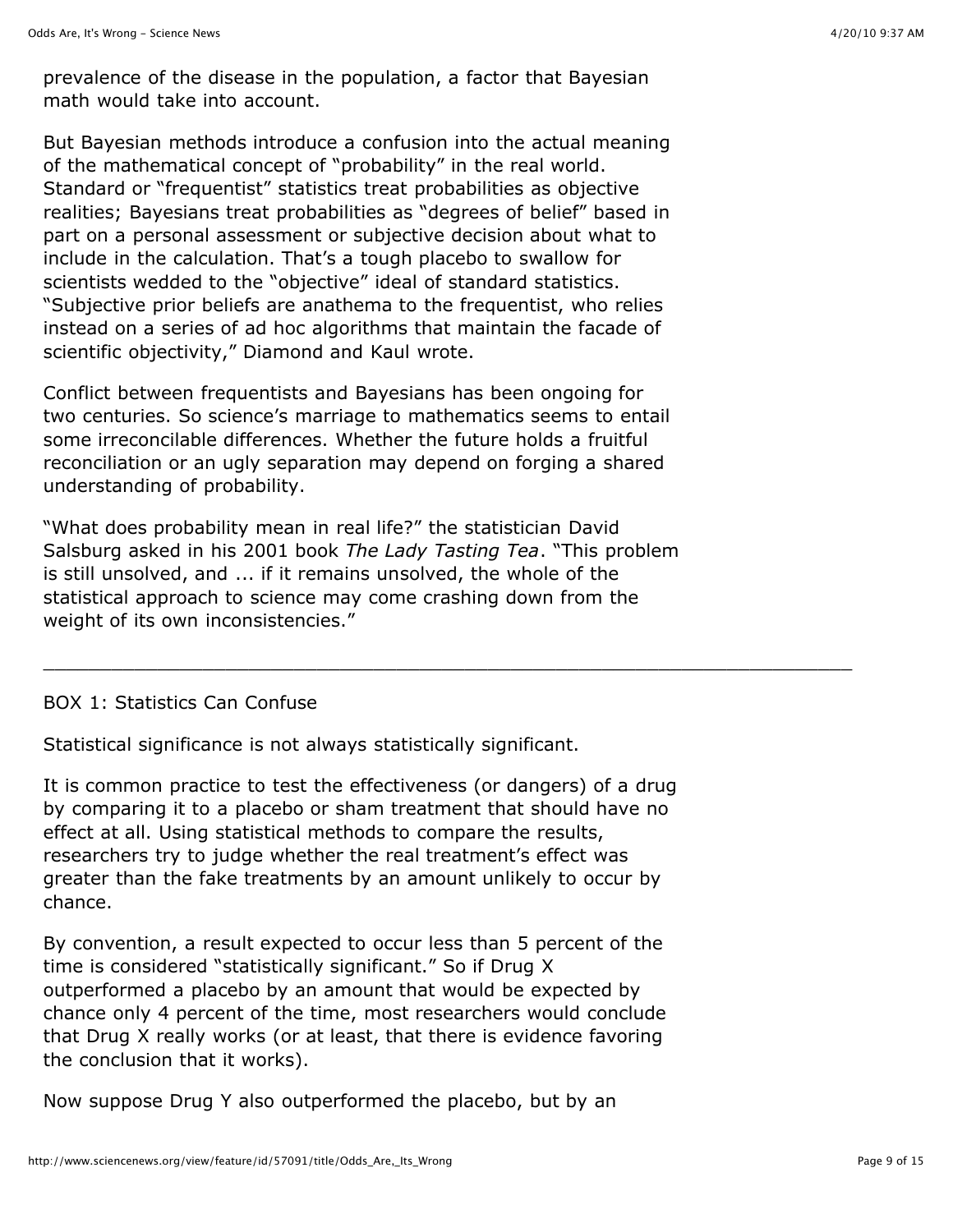prevalence of the disease in the population, a factor that Bayesian math would take into account.

But Bayesian methods introduce a confusion into the actual meaning of the mathematical concept of "probability" in the real world. Standard or "frequentist" statistics treat probabilities as objective realities; Bayesians treat probabilities as "degrees of belief" based in part on a personal assessment or subjective decision about what to include in the calculation. That's a tough placebo to swallow for scientists wedded to the "objective" ideal of standard statistics. "Subjective prior beliefs are anathema to the frequentist, who relies instead on a series of ad hoc algorithms that maintain the facade of scientific objectivity," Diamond and Kaul wrote.

Conflict between frequentists and Bayesians has been ongoing for two centuries. So science's marriage to mathematics seems to entail some irreconcilable differences. Whether the future holds a fruitful reconciliation or an ugly separation may depend on forging a shared understanding of probability.

"What does probability mean in real life?" the statistician David Salsburg asked in his 2001 book *The Lady Tasting Tea*. "This problem is still unsolved, and ... if it remains unsolved, the whole of the statistical approach to science may come crashing down from the weight of its own inconsistencies."

---

BOX 1: Statistics Can Confuse

Statistical significance is not always statistically significant.

It is common practice to test the effectiveness (or dangers) of a drug by comparing it to a placebo or sham treatment that should have no effect at all. Using statistical methods to compare the results, researchers try to judge whether the real treatment's effect was greater than the fake treatments by an amount unlikely to occur by chance.

By convention, a result expected to occur less than 5 percent of the time is considered "statistically significant." So if Drug X outperformed a placebo by an amount that would be expected by chance only 4 percent of the time, most researchers would conclude that Drug X really works (or at least, that there is evidence favoring the conclusion that it works).

Now suppose Drug Y also outperformed the placebo, but by an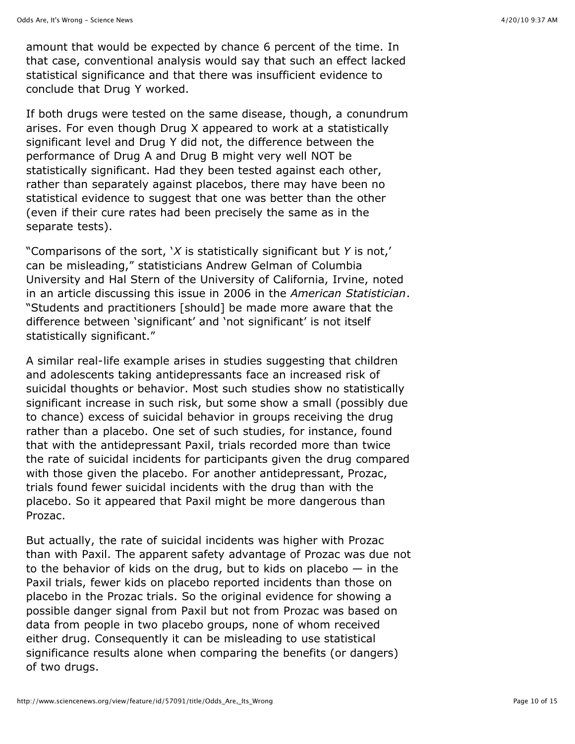amount that would be expected by chance 6 percent of the time. In that case, conventional analysis would say that such an effect lacked statistical significance and that there was insufficient evidence to conclude that Drug Y worked.

If both drugs were tested on the same disease, though, a conundrum arises. For even though Drug X appeared to work at a statistically significant level and Drug Y did not, the difference between the performance of Drug A and Drug B might very well NOT be statistically significant. Had they been tested against each other, rather than separately against placebos, there may have been no statistical evidence to suggest that one was better than the other (even if their cure rates had been precisely the same as in the separate tests).

"Comparisons of the sort, '*X* is statistically significant but *Y* is not,' can be misleading," statisticians Andrew Gelman of Columbia University and Hal Stern of the University of California, Irvine, noted in an article discussing this issue in 2006 in the *American Statistician*. "Students and practitioners [should] be made more aware that the difference between 'significant' and 'not significant' is not itself statistically significant."

A similar real-life example arises in studies suggesting that children and adolescents taking antidepressants face an increased risk of suicidal thoughts or behavior. Most such studies show no statistically significant increase in such risk, but some show a small (possibly due to chance) excess of suicidal behavior in groups receiving the drug rather than a placebo. One set of such studies, for instance, found that with the antidepressant Paxil, trials recorded more than twice the rate of suicidal incidents for participants given the drug compared with those given the placebo. For another antidepressant, Prozac, trials found fewer suicidal incidents with the drug than with the placebo. So it appeared that Paxil might be more dangerous than Prozac.

But actually, the rate of suicidal incidents was higher with Prozac than with Paxil. The apparent safety advantage of Prozac was due not to the behavior of kids on the drug, but to kids on placebo — in the Paxil trials, fewer kids on placebo reported incidents than those on placebo in the Prozac trials. So the original evidence for showing a possible danger signal from Paxil but not from Prozac was based on data from people in two placebo groups, none of whom received either drug. Consequently it can be misleading to use statistical significance results alone when comparing the benefits (or dangers) of two drugs.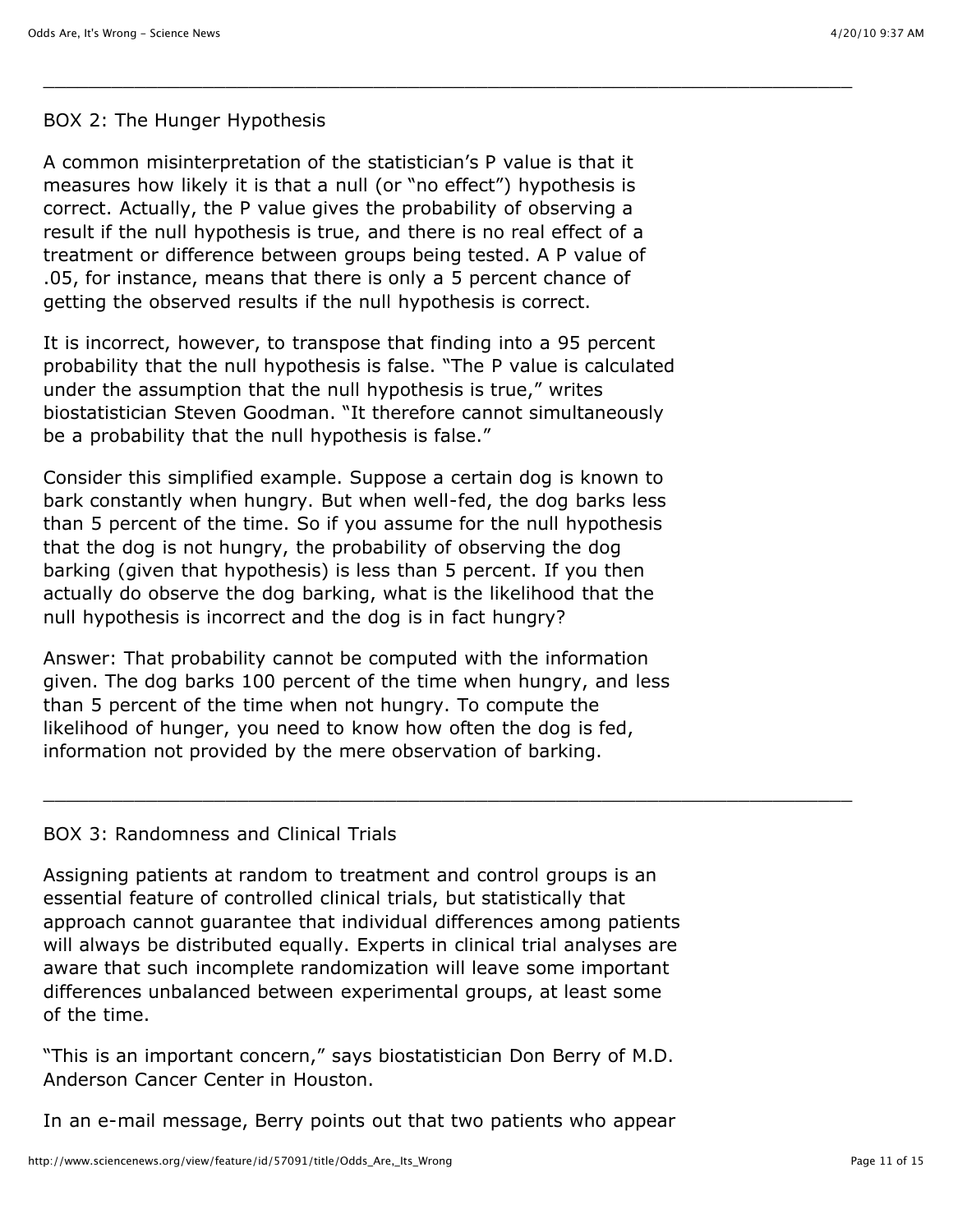---

## BOX 2: The Hunger Hypothesis

A common misinterpretation of the statistician's P value is that it measures how likely it is that a null (or "no effect") hypothesis is correct. Actually, the P value gives the probability of observing a result if the null hypothesis is true, and there is no real effect of a treatment or difference between groups being tested. A P value of .05, for instance, means that there is only a 5 percent chance of getting the observed results if the null hypothesis is correct.

It is incorrect, however, to transpose that finding into a 95 percent probability that the null hypothesis is false. "The P value is calculated under the assumption that the null hypothesis is true," writes biostatistician Steven Goodman. "It therefore cannot simultaneously be a probability that the null hypothesis is false."

Consider this simplified example. Suppose a certain dog is known to bark constantly when hungry. But when well-fed, the dog barks less than 5 percent of the time. So if you assume for the null hypothesis that the dog is not hungry, the probability of observing the dog barking (given that hypothesis) is less than 5 percent. If you then actually do observe the dog barking, what is the likelihood that the null hypothesis is incorrect and the dog is in fact hungry?

Answer: That probability cannot be computed with the information given. The dog barks 100 percent of the time when hungry, and less than 5 percent of the time when not hungry. To compute the likelihood of hunger, you need to know how often the dog is fed, information not provided by the mere observation of barking.

---

## BOX 3: Randomness and Clinical Trials

Assigning patients at random to treatment and control groups is an essential feature of controlled clinical trials, but statistically that approach cannot guarantee that individual differences among patients will always be distributed equally. Experts in clinical trial analyses are aware that such incomplete randomization will leave some important differences unbalanced between experimental groups, at least some of the time.

"This is an important concern," says biostatistician Don Berry of M.D. Anderson Cancer Center in Houston.

In an e-mail message, Berry points out that two patients who appear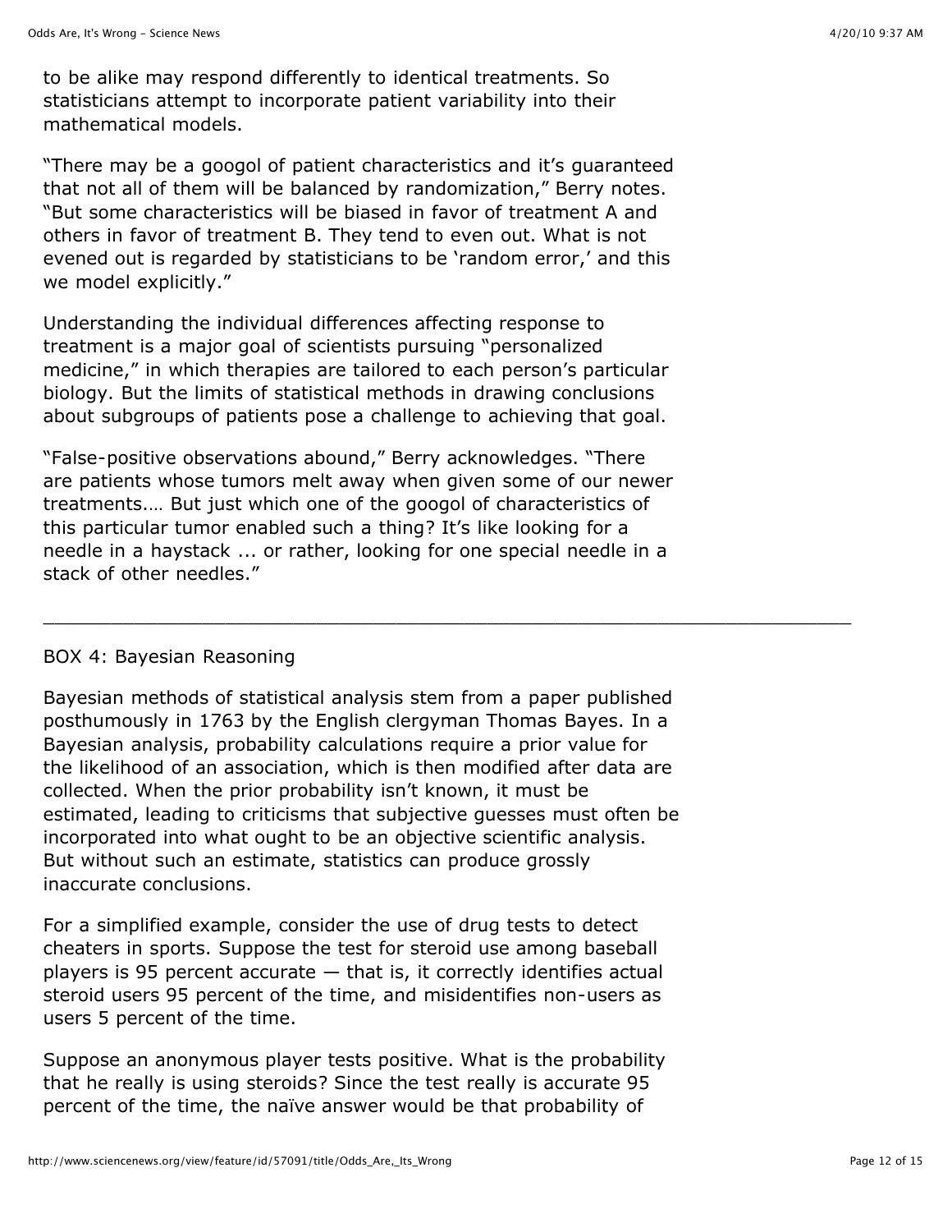to be alike may respond differently to identical treatments. So statisticians attempt to incorporate patient variability into their mathematical models.

"There may be a googol of patient characteristics and it's guaranteed that not all of them will be balanced by randomization," Berry notes. "But some characteristics will be biased in favor of treatment A and others in favor of treatment B. They tend to even out. What is not evened out is regarded by statisticians to be 'random error,' and this we model explicitly."

Understanding the individual differences affecting response to treatment is a major goal of scientists pursuing "personalized medicine," in which therapies are tailored to each person's particular biology. But the limits of statistical methods in drawing conclusions about subgroups of patients pose a challenge to achieving that goal.

"False-positive observations abound," Berry acknowledges. "There are patients whose tumors melt away when given some of our newer treatments.… But just which one of the googol of characteristics of this particular tumor enabled such a thing? It's like looking for a needle in a haystack ... or rather, looking for one special needle in a stack of other needles."

---

## BOX 4: Bayesian Reasoning

Bayesian methods of statistical analysis stem from a paper published posthumously in 1763 by the English clergyman Thomas Bayes. In a Bayesian analysis, probability calculations require a prior value for the likelihood of an association, which is then modified after data are collected. When the prior probability isn't known, it must be estimated, leading to criticisms that subjective guesses must often be incorporated into what ought to be an objective scientific analysis. But without such an estimate, statistics can produce grossly inaccurate conclusions.

For a simplified example, consider the use of drug tests to detect cheaters in sports. Suppose the test for steroid use among baseball players is 95 percent accurate — that is, it correctly identifies actual steroid users 95 percent of the time, and misidentifies non-users as users 5 percent of the time.

Suppose an anonymous player tests positive. What is the probability that he really is using steroids? Since the test really is accurate 95 percent of the time, the naïve answer would be that probability of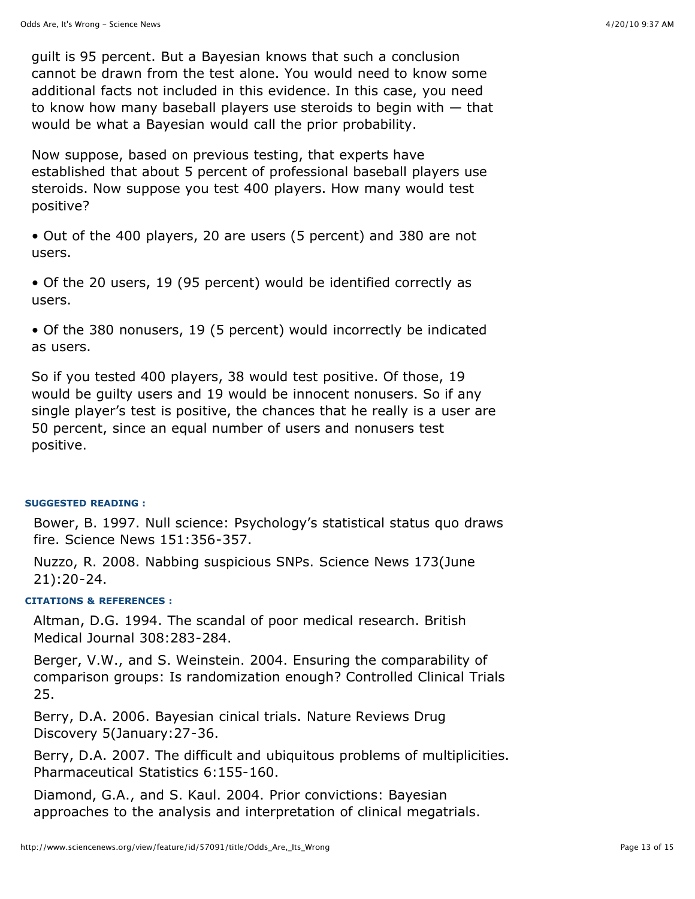guilt is 95 percent. But a Bayesian knows that such a conclusion cannot be drawn from the test alone. You would need to know some additional facts not included in this evidence. In this case, you need to know how many baseball players use steroids to begin with — that would be what a Bayesian would call the prior probability.

Now suppose, based on previous testing, that experts have established that about 5 percent of professional baseball players use steroids. Now suppose you test 400 players. How many would test positive?

• Out of the 400 players, 20 are users (5 percent) and 380 are not users.

• Of the 20 users, 19 (95 percent) would be identified correctly as users.

• Of the 380 nonusers, 19 (5 percent) would incorrectly be indicated as users.

So if you tested 400 players, 38 would test positive. Of those, 19 would be guilty users and 19 would be innocent nonusers. So if any single player's test is positive, the chances that he really is a user are 50 percent, since an equal number of users and nonusers test positive.

**SUGGESTED READING :**

Bower, B. 1997. Null science: Psychology's statistical status quo draws fire. Science News 151:356-357.

Nuzzo, R. 2008. Nabbing suspicious SNPs. Science News 173(June 21):20-24.

**CITATIONS & REFERENCES :**

Altman, D.G. 1994. The scandal of poor medical research. British Medical Journal 308:283-284.

Berger, V.W., and S. Weinstein. 2004. Ensuring the comparability of comparison groups: Is randomization enough? Controlled Clinical Trials 25.

Berry, D.A. 2006. Bayesian cinical trials. Nature Reviews Drug Discovery 5(January:27-36.

Berry, D.A. 2007. The difficult and ubiquitous problems of multiplicities. Pharmaceutical Statistics 6:155-160.

Diamond, G.A., and S. Kaul. 2004. Prior convictions: Bayesian approaches to the analysis and interpretation of clinical megatrials.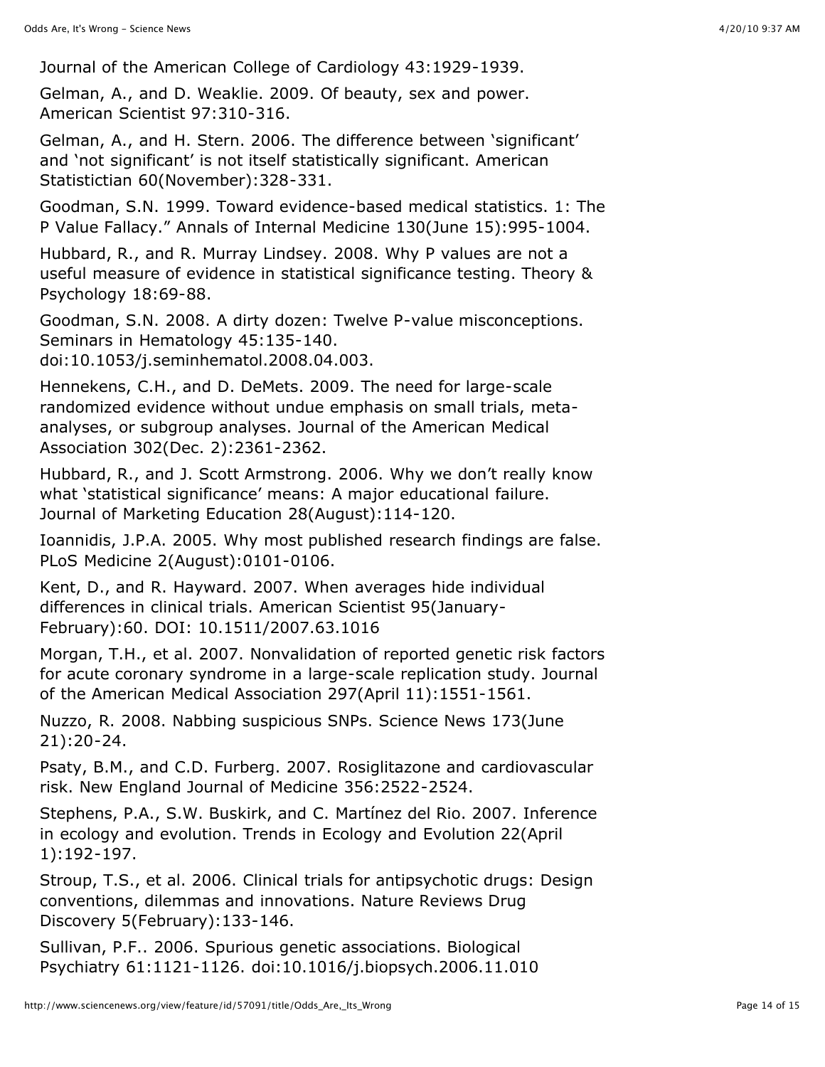Journal of the American College of Cardiology 43:1929-1939.

Gelman, A., and D. Weaklie. 2009. Of beauty, sex and power. American Scientist 97:310-316.

Gelman, A., and H. Stern. 2006. The difference between 'significant' and 'not significant' is not itself statistically significant. American Statistictian 60(November):328-331.

Goodman, S.N. 1999. Toward evidence-based medical statistics. 1: The P Value Fallacy." Annals of Internal Medicine 130(June 15):995-1004.

Hubbard, R., and R. Murray Lindsey. 2008. Why P values are not a useful measure of evidence in statistical significance testing. Theory & Psychology 18:69-88.

Goodman, S.N. 2008. A dirty dozen: Twelve P-value misconceptions. Seminars in Hematology 45:135-140. doi:10.1053/j.seminhematol.2008.04.003.

Hennekens, C.H., and D. DeMets. 2009. The need for large-scale randomized evidence without undue emphasis on small trials, meta-analyses, or subgroup analyses. Journal of the American Medical Association 302(Dec. 2):2361-2362.

Hubbard, R., and J. Scott Armstrong. 2006. Why we don't really know what 'statistical significance' means: A major educational failure. Journal of Marketing Education 28(August):114-120.

Ioannidis, J.P.A. 2005. Why most published research findings are false. PLoS Medicine 2(August):0101-0106.

Kent, D., and R. Hayward. 2007. When averages hide individual differences in clinical trials. American Scientist 95(January-February):60. DOI: 10.1511/2007.63.1016

Morgan, T.H., et al. 2007. Nonvalidation of reported genetic risk factors for acute coronary syndrome in a large-scale replication study. Journal of the American Medical Association 297(April 11):1551-1561.

Nuzzo, R. 2008. Nabbing suspicious SNPs. Science News 173(June 21):20-24.

Psaty, B.M., and C.D. Furberg. 2007. Rosiglitazone and cardiovascular risk. New England Journal of Medicine 356:2522-2524.

Stephens, P.A., S.W. Buskirk, and C. Martínez del Rio. 2007. Inference in ecology and evolution. Trends in Ecology and Evolution 22(April 1):192-197.

Stroup, T.S., et al. 2006. Clinical trials for antipsychotic drugs: Design conventions, dilemmas and innovations. Nature Reviews Drug Discovery 5(February):133-146.

Sullivan, P.F.. 2006. Spurious genetic associations. Biological Psychiatry 61:1121-1126. doi:10.1016/j.biopsych.2006.11.010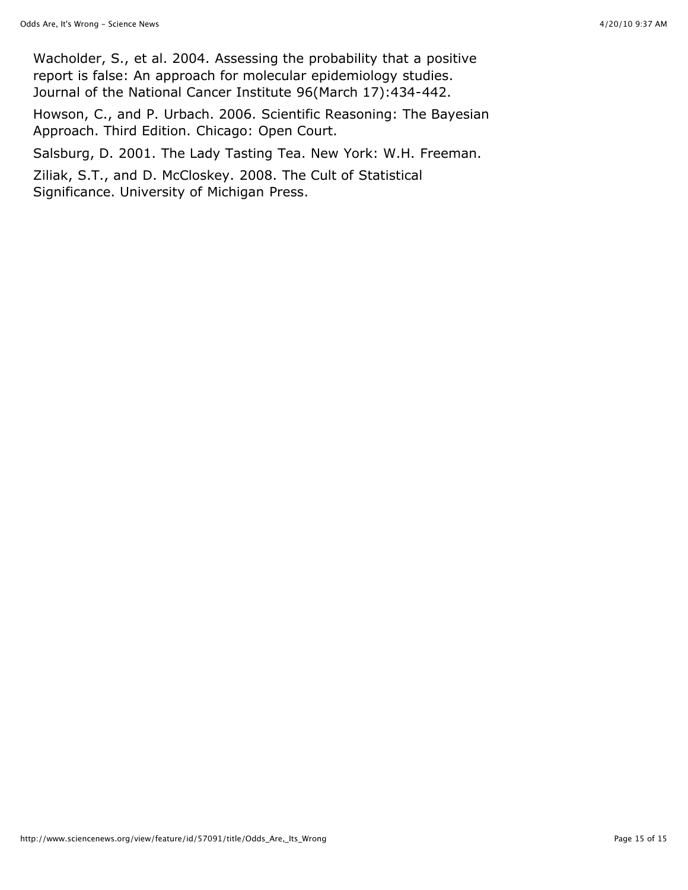Wacholder, S., et al. 2004. Assessing the probability that a positive report is false: An approach for molecular epidemiology studies. Journal of the National Cancer Institute 96(March 17):434-442.

Howson, C., and P. Urbach. 2006. Scientific Reasoning: The Bayesian Approach. Third Edition. Chicago: Open Court.

Salsburg, D. 2001. The Lady Tasting Tea. New York: W.H. Freeman.

Ziliak, S.T., and D. McCloskey. 2008. The Cult of Statistical Significance. University of Michigan Press.